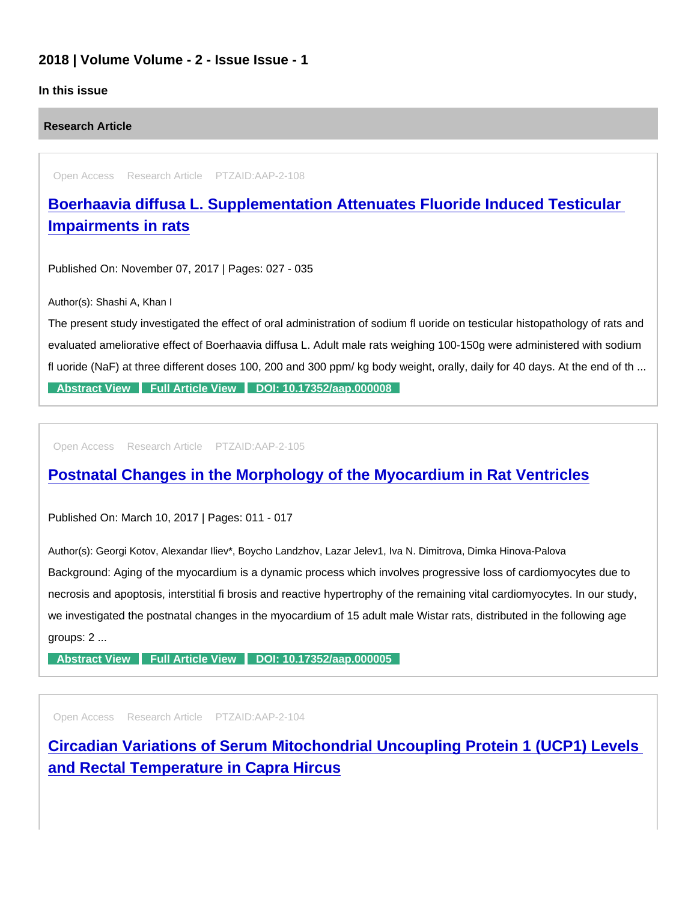## 2018 | Volume Volume - 2 - Issue Issue - 1

**In this issue**

**Research Article**

Open Access Research Article PTZAID:AAP-2-108

### [Boerhaavia diffusa L. Supplementation Attenuates Fluoride Induced Testicular Impairments in rats]()

Published On: November 07, 2017 | Pages: 027 - 035

Author(s): Shashi A, Khan I

The present study investigated the effect of oral administration of sodium fl uoride on testicular histopathology of rats and evaluated ameliorative effect of Boerhaavia diffusa L. Adult male rats weighing 100-150g were administered with sodium fl uoride (NaF) at three different doses 100, 200 and 300 ppm/ kg body weight, orally, daily for 40 days. At the end of th ...

Abstract View | Full Article View | DOI: 10.17352/aap.000008

Open Access Research Article PTZAID:AAP-2-105

### [Postnatal Changes in the Morphology of the Myocardium in Rat Ventricles]()

Published On: March 10, 2017 | Pages: 011 - 017

Author(s): Georgi Kotov, Alexandar Iliev*, Boycho Landzhov, Lazar Jelev1, Iva N. Dimitrova, Dimka Hinova-Palova

Background: Aging of the myocardium is a dynamic process which involves progressive loss of cardiomyocytes due to necrosis and apoptosis, interstitial fi brosis and reactive hypertrophy of the remaining vital cardiomyocytes. In our study, we investigated the postnatal changes in the myocardium of 15 adult male Wistar rats, distributed in the following age groups: 2 ...

Abstract View | Full Article View | DOI: 10.17352/aap.000005

Open Access Research Article PTZAID:AAP-2-104

### [Circadian Variations of Serum Mitochondrial Uncoupling Protein 1 (UCP1) Levels and Rectal Temperature in Capra Hircus]()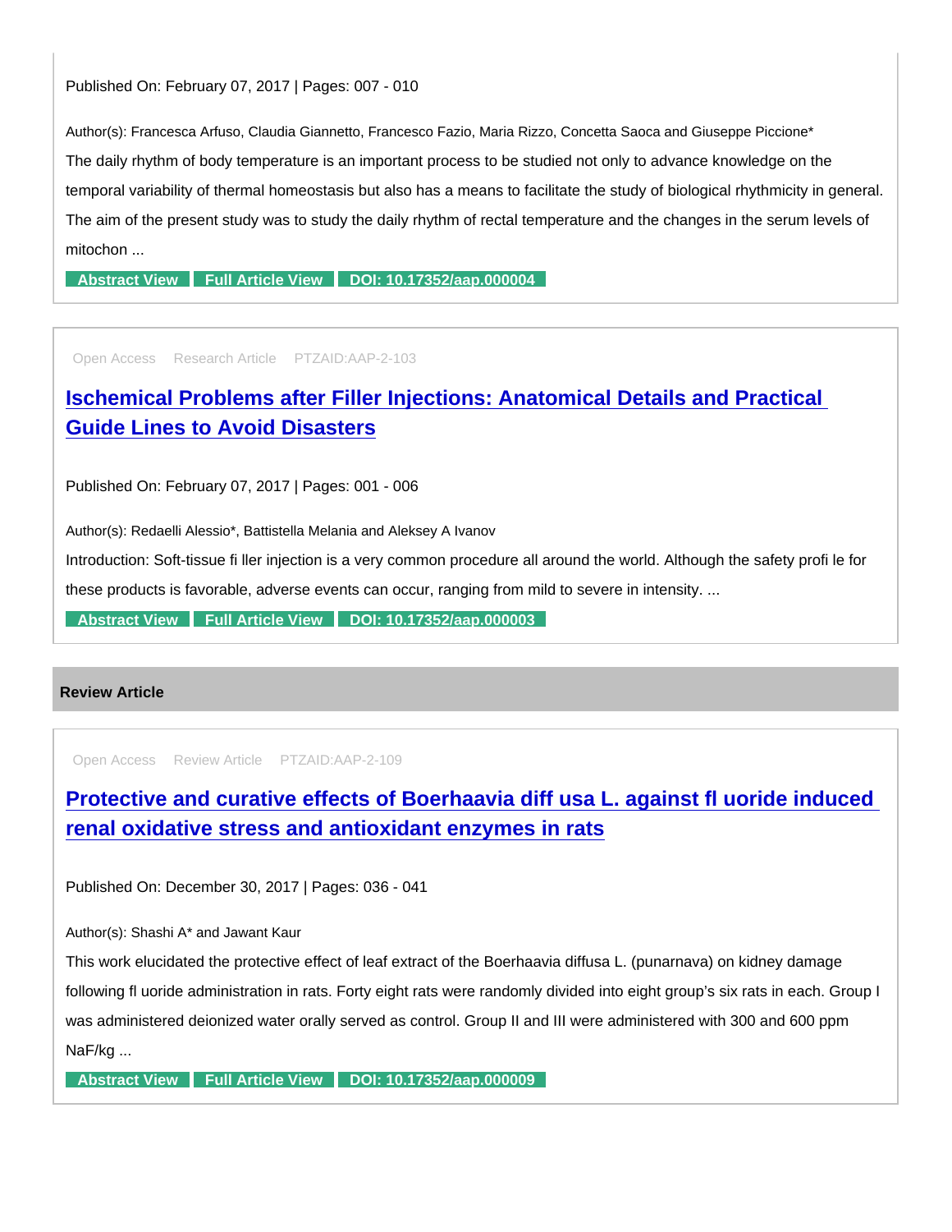Published On: February 07, 2017 | Pages: 007 - 010

Author(s): Francesca Arfuso, Claudia Giannetto, Francesco Fazio, Maria Rizzo, Concetta Saoca and Giuseppe Piccione*

The daily rhythm of body temperature is an important process to be studied not only to advance knowledge on the temporal variability of thermal homeostasis but also has a means to facilitate the study of biological rhythmicity in general. The aim of the present study was to study the daily rhythm of rectal temperature and the changes in the serum levels of mitochon ...

Abstract View | Full Article View | DOI: 10.17352/aap.000004

---

Open Access Research Article PTZAID:AAP-2-103

## Ischemical Problems after Filler Injections: Anatomical Details and Practical Guide Lines to Avoid Disasters

Published On: February 07, 2017 | Pages: 001 - 006

Author(s): Redaelli Alessio*, Battistella Melania and Aleksey A Ivanov

Introduction: Soft-tissue fi ller injection is a very common procedure all around the world. Although the safety profi le for these products is favorable, adverse events can occur, ranging from mild to severe in intensity. ...

Abstract View | Full Article View | DOI: 10.17352/aap.000003

---

**Review Article**

Open Access Review Article PTZAID:AAP-2-109

## Protective and curative effects of Boerhaavia diff usa L. against fl uoride induced renal oxidative stress and antioxidant enzymes in rats

Published On: December 30, 2017 | Pages: 036 - 041

Author(s): Shashi A* and Jawant Kaur

This work elucidated the protective effect of leaf extract of the Boerhaavia diffusa L. (punarnava) on kidney damage following fl uoride administration in rats. Forty eight rats were randomly divided into eight group's six rats in each. Group I was administered deionized water orally served as control. Group II and III were administered with 300 and 600 ppm NaF/kg ...

Abstract View | Full Article View | DOI: 10.17352/aap.000009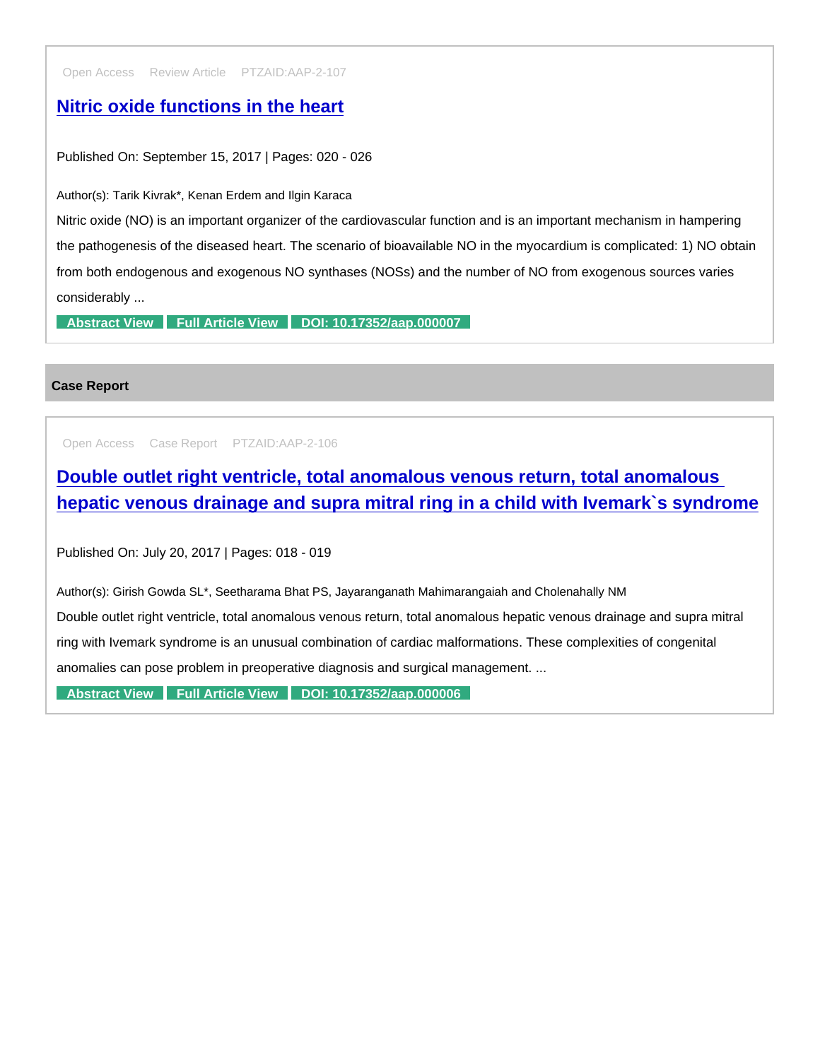Open Access Review Article PTZAID:AAP-2-107

### Nitric oxide functions in the heart

Published On: September 15, 2017 | Pages: 020 - 026

Author(s): Tarik Kivrak*, Kenan Erdem and Ilgin Karaca

Nitric oxide (NO) is an important organizer of the cardiovascular function and is an important mechanism in hampering the pathogenesis of the diseased heart. The scenario of bioavailable NO in the myocardium is complicated: 1) NO obtain from both endogenous and exogenous NO synthases (NOSs) and the number of NO from exogenous sources varies considerably ...

Abstract View | Full Article View | DOI: 10.17352/aap.000007

## Case Report

Open Access Case Report PTZAID:AAP-2-106

### Double outlet right ventricle, total anomalous venous return, total anomalous hepatic venous drainage and supra mitral ring in a child with Ivemark`s syndrome

Published On: July 20, 2017 | Pages: 018 - 019

Author(s): Girish Gowda SL*, Seetharama Bhat PS, Jayaranganath Mahimarangaiah and Cholenahally NM

Double outlet right ventricle, total anomalous venous return, total anomalous hepatic venous drainage and supra mitral ring with Ivemark syndrome is an unusual combination of cardiac malformations. These complexities of congenital anomalies can pose problem in preoperative diagnosis and surgical management. ...

Abstract View | Full Article View | DOI: 10.17352/aap.000006